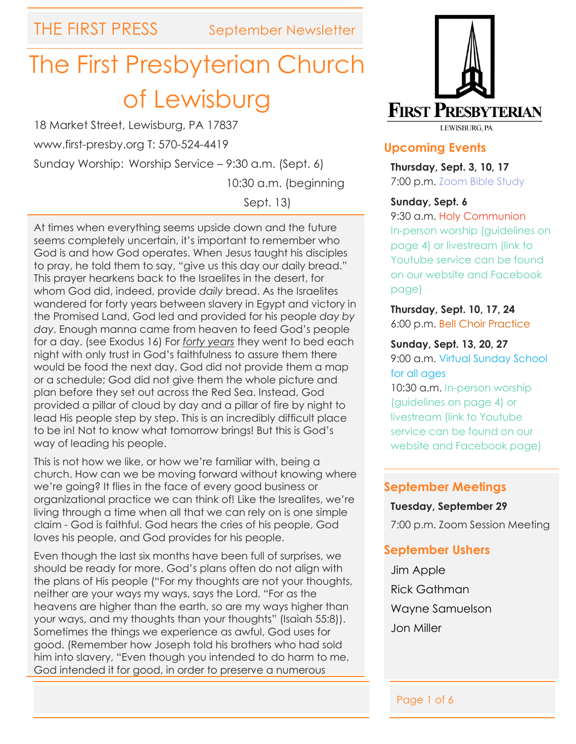THE FIRST PRESS — September Newsletter

# The First Presbyterian Church of Lewisburg

18 Market Street, Lewisburg, PA 17837

www.first-presby.org T: 570-524-4419

Sunday Worship: Worship Service – 9:30 a.m. (Sept. 6)
10:30 a.m. (beginning Sept. 13)

At times when everything seems upside down and the future seems completely uncertain, it's important to remember who God is and how God operates. When Jesus taught his disciples to pray, he told them to say, "give us this day our daily bread." This prayer hearkens back to the Israelites in the desert, for whom God did, indeed, provide *daily* bread. As the Israelites wandered for forty years between slavery in Egypt and victory in the Promised Land, God led and provided for his people *day by day*. Enough manna came from heaven to feed God's people for a day. (see Exodus 16) For *forty years* they went to bed each night with only trust in God's faithfulness to assure them there would be food the next day. God did not provide them a map or a schedule; God did not give them the whole picture and plan before they set out across the Red Sea. Instead, God provided a pillar of cloud by day and a pillar of fire by night to lead His people step by step. This is an incredibly difficult place to be in! Not to know what tomorrow brings! But this is God's way of leading his people.

This is not how we like, or how we're familiar with, being a church. How can we be moving forward without knowing where we're going? It flies in the face of every good business or organizational practice we can think of! Like the Isrealites, we're living through a time when all that we can rely on is one simple claim - God is faithful. God hears the cries of his people, God loves his people, and God provides for his people.

Even though the last six months have been full of surprises, we should be ready for more. God's plans often do not align with the plans of His people ("For my thoughts are not your thoughts, neither are your ways my ways, says the Lord. "For as the heavens are higher than the earth, so are my ways higher than your ways, and my thoughts than your thoughts" (Isaiah 55:8)). Sometimes the things we experience as awful, God uses for good. (Remember how Joseph told his brothers who had sold him into slavery, "Even though you intended to do harm to me, God intended it for good, in order to preserve a numerous

FIRST PRESBYTERIAN
LEWISBURG, PA

## Upcoming Events

**Thursday, Sept. 3, 10, 17**
7:00 p.m. Zoom Bible Study

**Sunday, Sept. 6**
9:30 a.m. Holy Communion
In-person worship (guidelines on page 4) or livestream (link to Youtube service can be found on our website and Facebook page)

**Thursday, Sept. 10, 17, 24**
6:00 p.m. Bell Choir Practice

**Sunday, Sept. 13, 20, 27**
9:00 a.m. Virtual Sunday School for all ages
10:30 a.m. In-person worship (guidelines on page 4) or livestream (link to Youtube service can be found on our website and Facebook page)

## September Meetings

**Tuesday, September 29**
7:00 p.m. Zoom Session Meeting

## September Ushers

Jim Apple
Rick Gathman
Wayne Samuelson
Jon Miller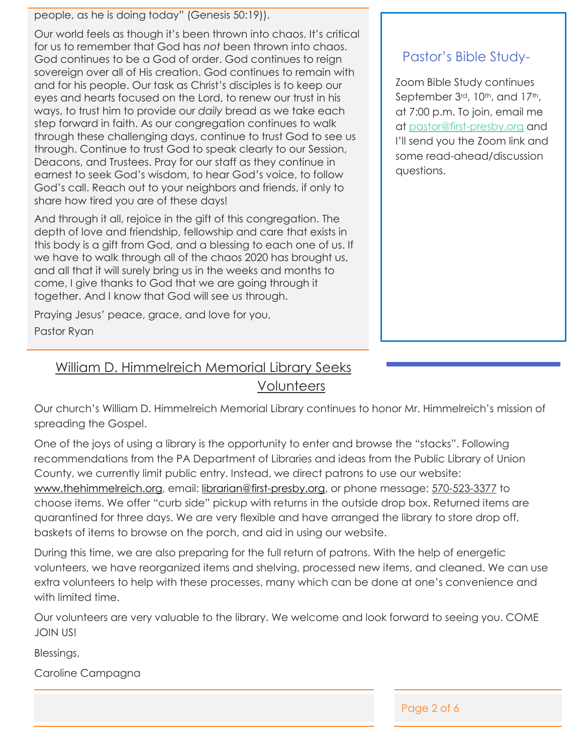people, as he is doing today" (Genesis 50:19)).

Our world feels as though it's been thrown into chaos. It's critical for us to remember that God has *not* been thrown into chaos. God continues to be a God of order. God continues to reign sovereign over all of His creation. God continues to remain with and for his people. Our task as Christ's disciples is to keep our eyes and hearts focused on the Lord, to renew our trust in his ways, to trust him to provide our *daily* bread as we take each step forward in faith. As our congregation continues to walk through these challenging days, continue to trust God to see us through. Continue to trust God to speak clearly to our Session, Deacons, and Trustees. Pray for our staff as they continue in earnest to seek God's wisdom, to hear God's voice, to follow God's call. Reach out to your neighbors and friends, if only to share how tired you are of these days!

And through it all, rejoice in the gift of this congregation. The depth of love and friendship, fellowship and care that exists in this body is a gift from God, and a blessing to each one of us. If we have to walk through all of the chaos 2020 has brought us, and all that it will surely bring us in the weeks and months to come, I give thanks to God that we are going through it together. And I know that God will see us through.

Praying Jesus' peace, grace, and love for you,

Pastor Ryan

## Pastor's Bible Study-

Zoom Bible Study continues September 3rd, 10th, and 17th, at 7:00 p.m. To join, email me at pastor@first-presby.org and I'll send you the Zoom link and some read-ahead/discussion questions.

## William D. Himmelreich Memorial Library Seeks Volunteers

Our church's William D. Himmelreich Memorial Library continues to honor Mr. Himmelreich's mission of spreading the Gospel.

One of the joys of using a library is the opportunity to enter and browse the "stacks". Following recommendations from the PA Department of Libraries and ideas from the Public Library of Union County, we currently limit public entry. Instead, we direct patrons to use our website: www.thehimmelreich.org, email: librarian@first-presby.org, or phone message: 570-523-3377 to choose items. We offer "curb side" pickup with returns in the outside drop box. Returned items are quarantined for three days. We are very flexible and have arranged the library to store drop off, baskets of items to browse on the porch, and aid in using our website.

During this time, we are also preparing for the full return of patrons. With the help of energetic volunteers, we have reorganized items and shelving, processed new items, and cleaned. We can use extra volunteers to help with these processes, many which can be done at one's convenience and with limited time.

Our volunteers are very valuable to the library. We welcome and look forward to seeing you. COME JOIN US!

Blessings,

Caroline Campagna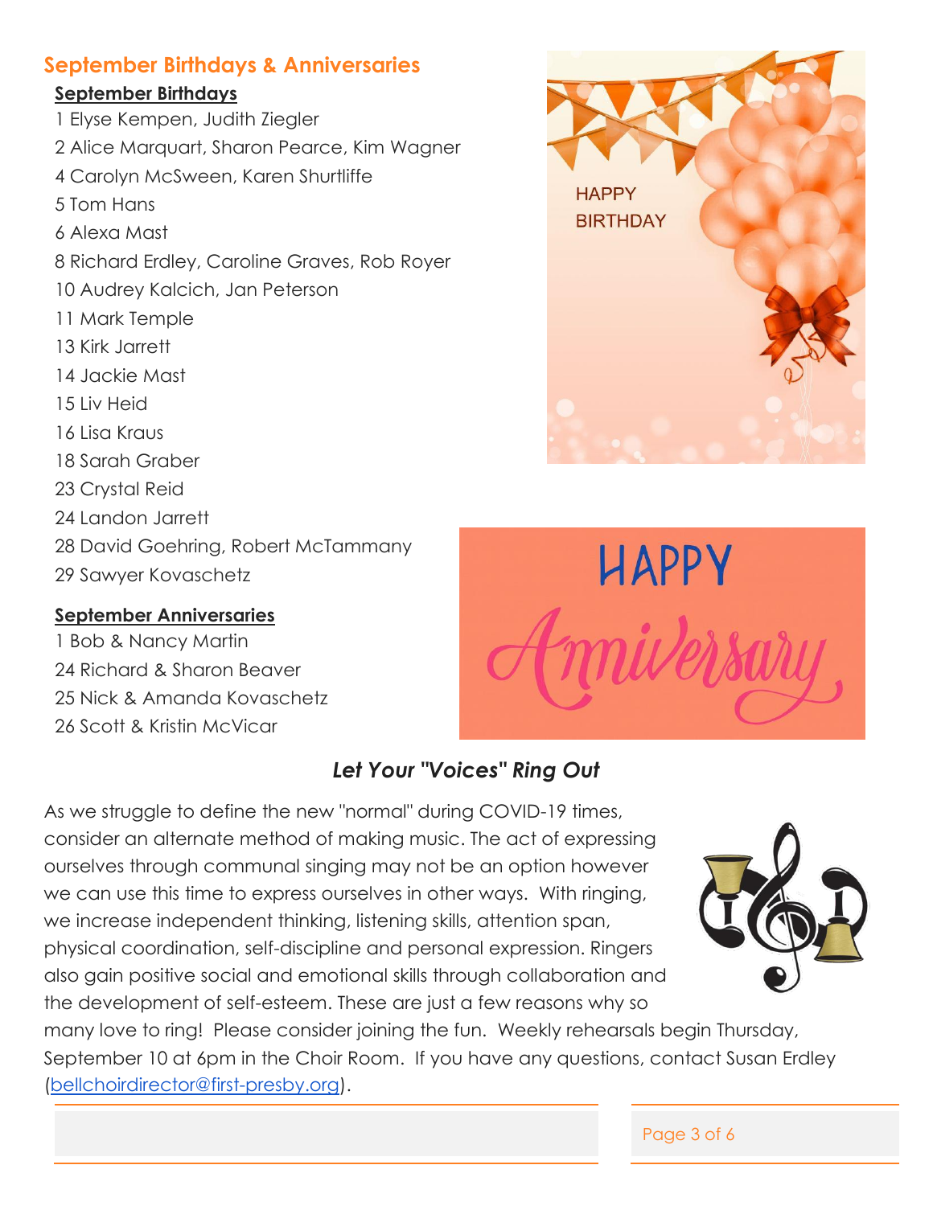## September Birthdays & Anniversaries

### September Birthdays

1 Elyse Kempen, Judith Ziegler
2 Alice Marquart, Sharon Pearce, Kim Wagner
4 Carolyn McSween, Karen Shurtliffe
5 Tom Hans
6 Alexa Mast
8 Richard Erdley, Caroline Graves, Rob Royer
10 Audrey Kalcich, Jan Peterson
11 Mark Temple
13 Kirk Jarrett
14 Jackie Mast
15 Liv Heid
16 Lisa Kraus
18 Sarah Graber
23 Crystal Reid
24 Landon Jarrett
28 David Goehring, Robert McTammany
29 Sawyer Kovaschetz

### September Anniversaries

1 Bob & Nancy Martin
24 Richard & Sharon Beaver
25 Nick & Amanda Kovaschetz
26 Scott & Kristin McVicar

## *Let Your "Voices" Ring Out*

As we struggle to define the new "normal" during COVID-19 times, consider an alternate method of making music. The act of expressing ourselves through communal singing may not be an option however we can use this time to express ourselves in other ways. With ringing, we increase independent thinking, listening skills, attention span, physical coordination, self-discipline and personal expression. Ringers also gain positive social and emotional skills through collaboration and the development of self-esteem. These are just a few reasons why so many love to ring! Please consider joining the fun. Weekly rehearsals begin Thursday, September 10 at 6pm in the Choir Room. If you have any questions, contact Susan Erdley (bellchoirdirector@first-presby.org).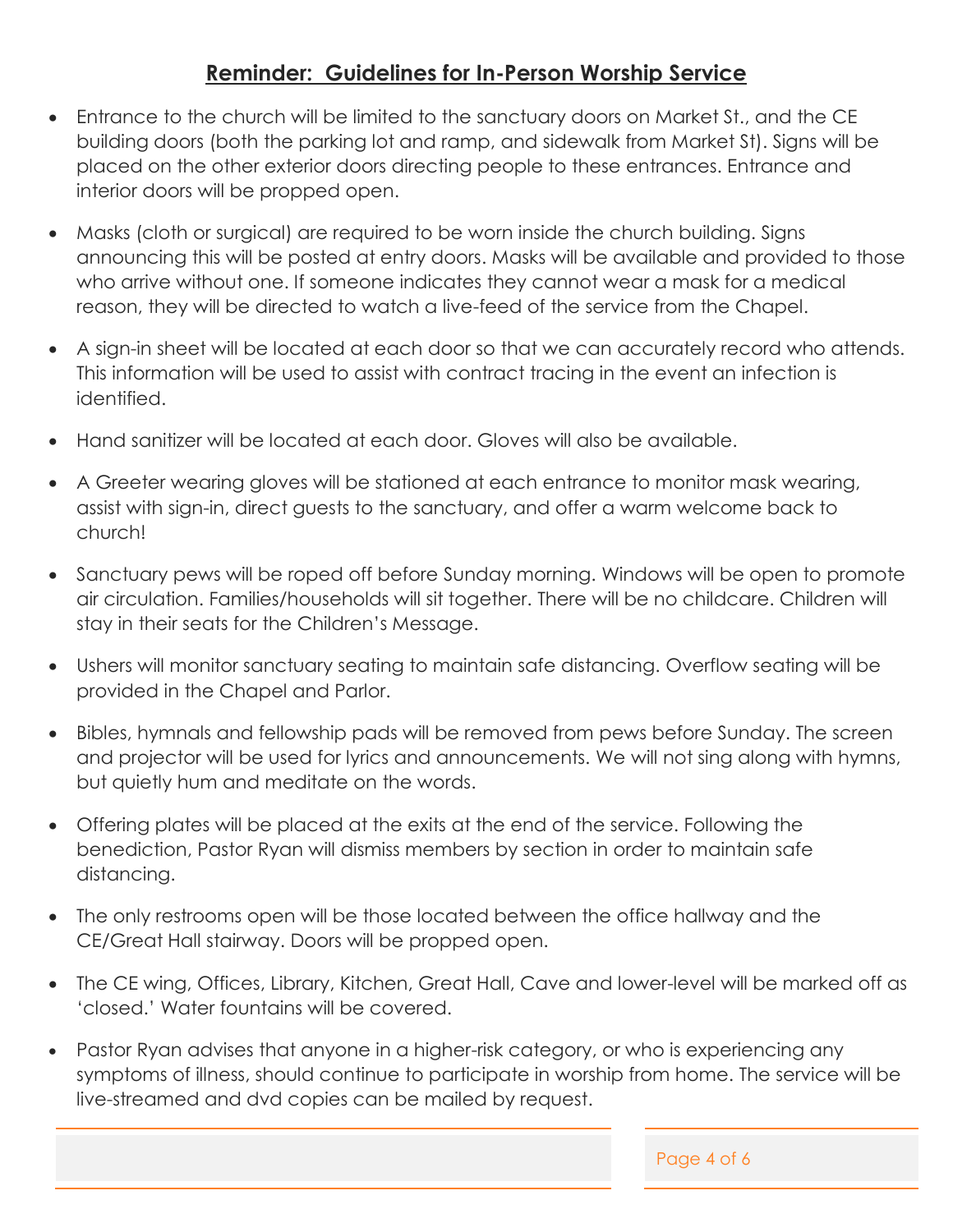## **Reminder: Guidelines for In-Person Worship Service**

- Entrance to the church will be limited to the sanctuary doors on Market St., and the CE building doors (both the parking lot and ramp, and sidewalk from Market St). Signs will be placed on the other exterior doors directing people to these entrances. Entrance and interior doors will be propped open.
- Masks (cloth or surgical) are required to be worn inside the church building. Signs announcing this will be posted at entry doors. Masks will be available and provided to those who arrive without one. If someone indicates they cannot wear a mask for a medical reason, they will be directed to watch a live-feed of the service from the Chapel.
- A sign-in sheet will be located at each door so that we can accurately record who attends. This information will be used to assist with contract tracing in the event an infection is identified.
- Hand sanitizer will be located at each door. Gloves will also be available.
- A Greeter wearing gloves will be stationed at each entrance to monitor mask wearing, assist with sign-in, direct guests to the sanctuary, and offer a warm welcome back to church!
- Sanctuary pews will be roped off before Sunday morning. Windows will be open to promote air circulation. Families/households will sit together. There will be no childcare. Children will stay in their seats for the Children's Message.
- Ushers will monitor sanctuary seating to maintain safe distancing. Overflow seating will be provided in the Chapel and Parlor.
- Bibles, hymnals and fellowship pads will be removed from pews before Sunday. The screen and projector will be used for lyrics and announcements. We will not sing along with hymns, but quietly hum and meditate on the words.
- Offering plates will be placed at the exits at the end of the service. Following the benediction, Pastor Ryan will dismiss members by section in order to maintain safe distancing.
- The only restrooms open will be those located between the office hallway and the CE/Great Hall stairway. Doors will be propped open.
- The CE wing, Offices, Library, Kitchen, Great Hall, Cave and lower-level will be marked off as 'closed.' Water fountains will be covered.
- Pastor Ryan advises that anyone in a higher-risk category, or who is experiencing any symptoms of illness, should continue to participate in worship from home. The service will be live-streamed and dvd copies can be mailed by request.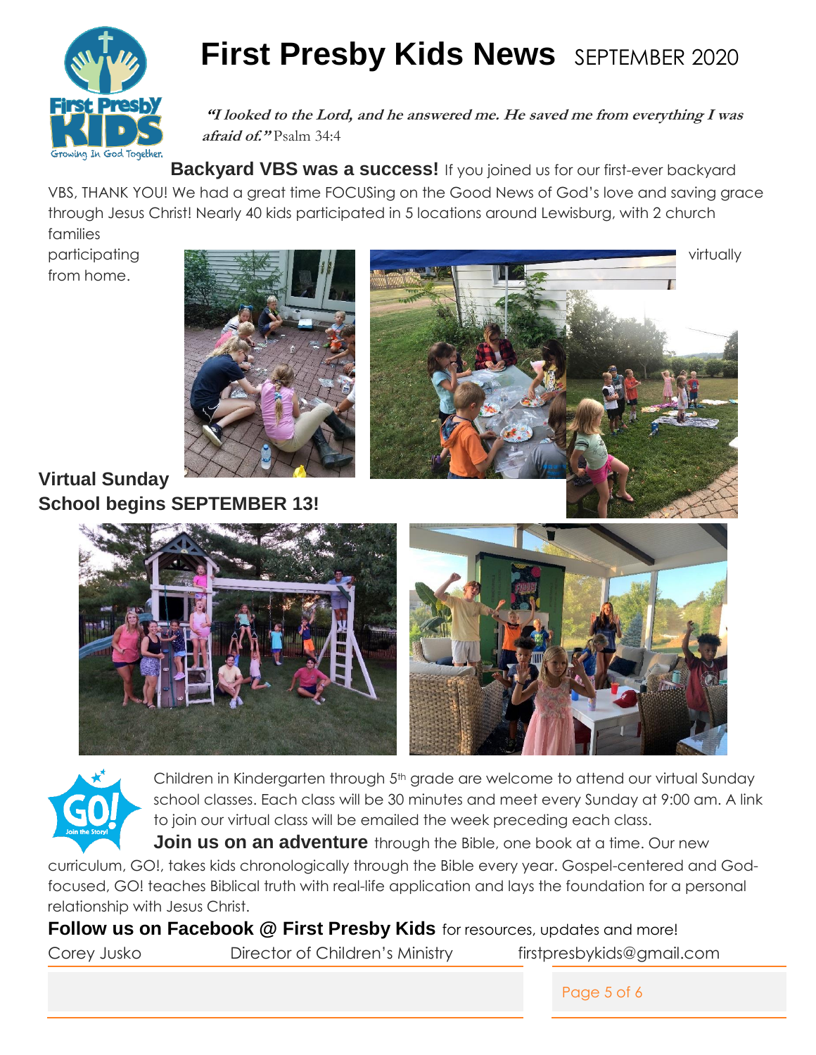# First Presby Kids News SEPTEMBER 2020

***"I looked to the Lord, and he answered me. He saved me from everything I was afraid of."*** Psalm 34:4

**Backyard VBS was a success!** If you joined us for our first-ever backyard VBS, THANK YOU! We had a great time FOCUSing on the Good News of God's love and saving grace through Jesus Christ! Nearly 40 kids participated in 5 locations around Lewisburg, with 2 church families participating virtually from home.

## Virtual Sunday School begins SEPTEMBER 13!

Children in Kindergarten through 5th grade are welcome to attend our virtual Sunday school classes. Each class will be 30 minutes and meet every Sunday at 9:00 am. A link to join our virtual class will be emailed the week preceding each class.

**Join us on an adventure** through the Bible, one book at a time. Our new curriculum, GO!, takes kids chronologically through the Bible every year. Gospel-centered and God-focused, GO! teaches Biblical truth with real-life application and lays the foundation for a personal relationship with Jesus Christ.

**Follow us on Facebook @ First Presby Kids** for resources, updates and more!

Corey Jusko    Director of Children's Ministry    firstpresbykids@gmail.com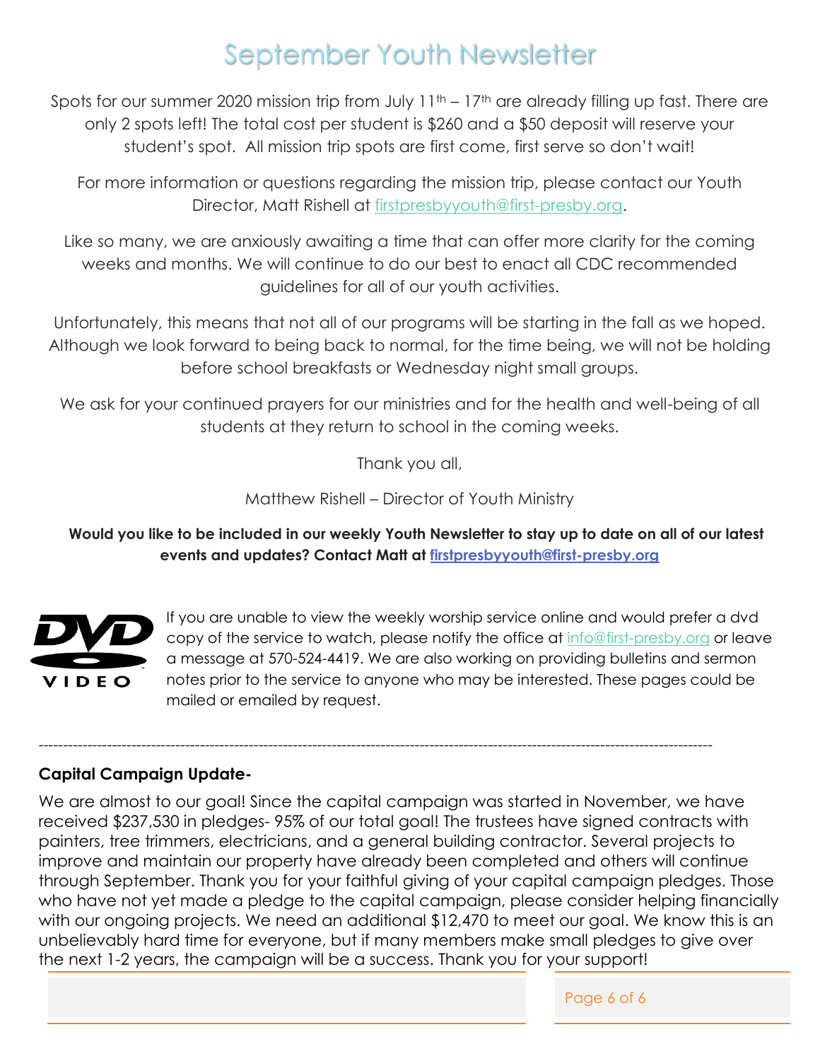# September Youth Newsletter

Spots for our summer 2020 mission trip from July 11th – 17th are already filling up fast. There are only 2 spots left! The total cost per student is $260 and a $50 deposit will reserve your student's spot. All mission trip spots are first come, first serve so don't wait!

For more information or questions regarding the mission trip, please contact our Youth Director, Matt Rishell at firstpresbyyouth@first-presby.org.

Like so many, we are anxiously awaiting a time that can offer more clarity for the coming weeks and months. We will continue to do our best to enact all CDC recommended guidelines for all of our youth activities.

Unfortunately, this means that not all of our programs will be starting in the fall as we hoped. Although we look forward to being back to normal, for the time being, we will not be holding before school breakfasts or Wednesday night small groups.

We ask for your continued prayers for our ministries and for the health and well-being of all students at they return to school in the coming weeks.

Thank you all,

Matthew Rishell – Director of Youth Ministry

**Would you like to be included in our weekly Youth Newsletter to stay up to date on all of our latest events and updates? Contact Matt at firstpresbyyouth@first-presby.org**

If you are unable to view the weekly worship service online and would prefer a dvd copy of the service to watch, please notify the office at info@first-presby.org or leave a message at 570-524-4419. We are also working on providing bulletins and sermon notes prior to the service to anyone who may be interested. These pages could be mailed or emailed by request.

---

**Capital Campaign Update-**

We are almost to our goal! Since the capital campaign was started in November, we have received $237,530 in pledges- 95% of our total goal! The trustees have signed contracts with painters, tree trimmers, electricians, and a general building contractor. Several projects to improve and maintain our property have already been completed and others will continue through September. Thank you for your faithful giving of your capital campaign pledges. Those who have not yet made a pledge to the capital campaign, please consider helping financially with our ongoing projects. We need an additional $12,470 to meet our goal. We know this is an unbelievably hard time for everyone, but if many members make small pledges to give over the next 1-2 years, the campaign will be a success. Thank you for your support!